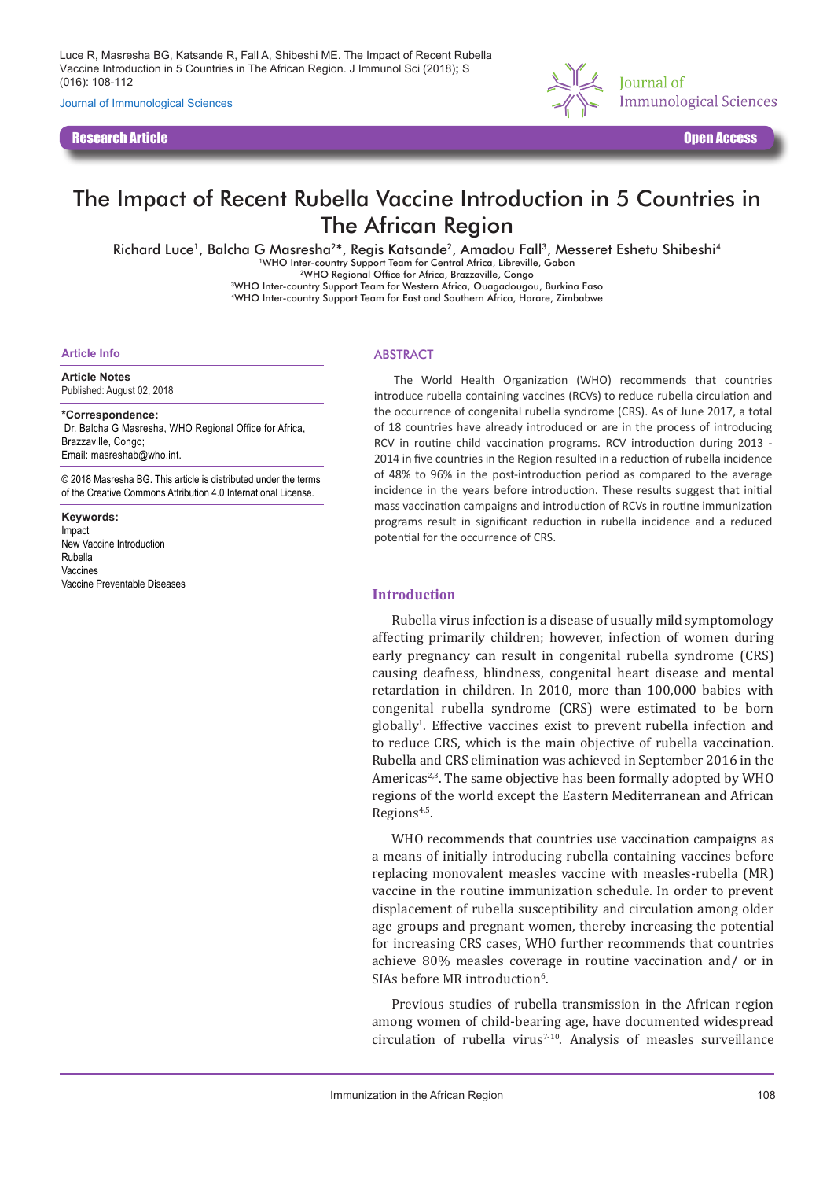Luce R, Masresha BG, Katsande R, Fall A, Shibeshi ME. The Impact of Recent Rubella Vaccine Introduction in 5 Countries in The African Region. J Immunol Sci (2018); S (016): 108-112

Journal of Immunological Sciences

**Research Article** **Open Access**

# The Impact of Recent Rubella Vaccine Introduction in 5 Countries in The African Region

Richard Luce[1], Balcha G Masresha[2]*, Regis Katsande[2], Amadou Fall[3], Messeret Eshetu Shibeshi[4]

[1]WHO Inter-country Support Team for Central Africa, Libreville, Gabon
[2]WHO Regional Office for Africa, Brazzaville, Congo
[3]WHO Inter-country Support Team for Western Africa, Ouagadougou, Burkina Faso
[4]WHO Inter-country Support Team for East and Southern Africa, Harare, Zimbabwe

**Article Info**

**Article Notes**
Published: August 02, 2018

***Correspondence:**
Dr. Balcha G Masresha, WHO Regional Office for Africa, Brazzaville, Congo;
Email: masreshab@who.int.

© 2018 Masresha BG. This article is distributed under the terms of the Creative Commons Attribution 4.0 International License.

**Keywords:**
Impact
New Vaccine Introduction
Rubella
Vaccines
Vaccine Preventable Diseases

## ABSTRACT

The World Health Organization (WHO) recommends that countries introduce rubella containing vaccines (RCVs) to reduce rubella circulation and the occurrence of congenital rubella syndrome (CRS). As of June 2017, a total of 18 countries have already introduced or are in the process of introducing RCV in routine child vaccination programs. RCV introduction during 2013 - 2014 in five countries in the Region resulted in a reduction of rubella incidence of 48% to 96% in the post-introduction period as compared to the average incidence in the years before introduction. These results suggest that initial mass vaccination campaigns and introduction of RCVs in routine immunization programs result in significant reduction in rubella incidence and a reduced potential for the occurrence of CRS.

## Introduction

Rubella virus infection is a disease of usually mild symptomology affecting primarily children; however, infection of women during early pregnancy can result in congenital rubella syndrome (CRS) causing deafness, blindness, congenital heart disease and mental retardation in children. In 2010, more than 100,000 babies with congenital rubella syndrome (CRS) were estimated to be born globally[1]. Effective vaccines exist to prevent rubella infection and to reduce CRS, which is the main objective of rubella vaccination. Rubella and CRS elimination was achieved in September 2016 in the Americas[2,3]. The same objective has been formally adopted by WHO regions of the world except the Eastern Mediterranean and African Regions[4,5].

WHO recommends that countries use vaccination campaigns as a means of initially introducing rubella containing vaccines before replacing monovalent measles vaccine with measles-rubella (MR) vaccine in the routine immunization schedule. In order to prevent displacement of rubella susceptibility and circulation among older age groups and pregnant women, thereby increasing the potential for increasing CRS cases, WHO further recommends that countries achieve 80% measles coverage in routine vaccination and/ or in SIAs before MR introduction[6].

Previous studies of rubella transmission in the African region among women of child-bearing age, have documented widespread circulation of rubella virus[7-10]. Analysis of measles surveillance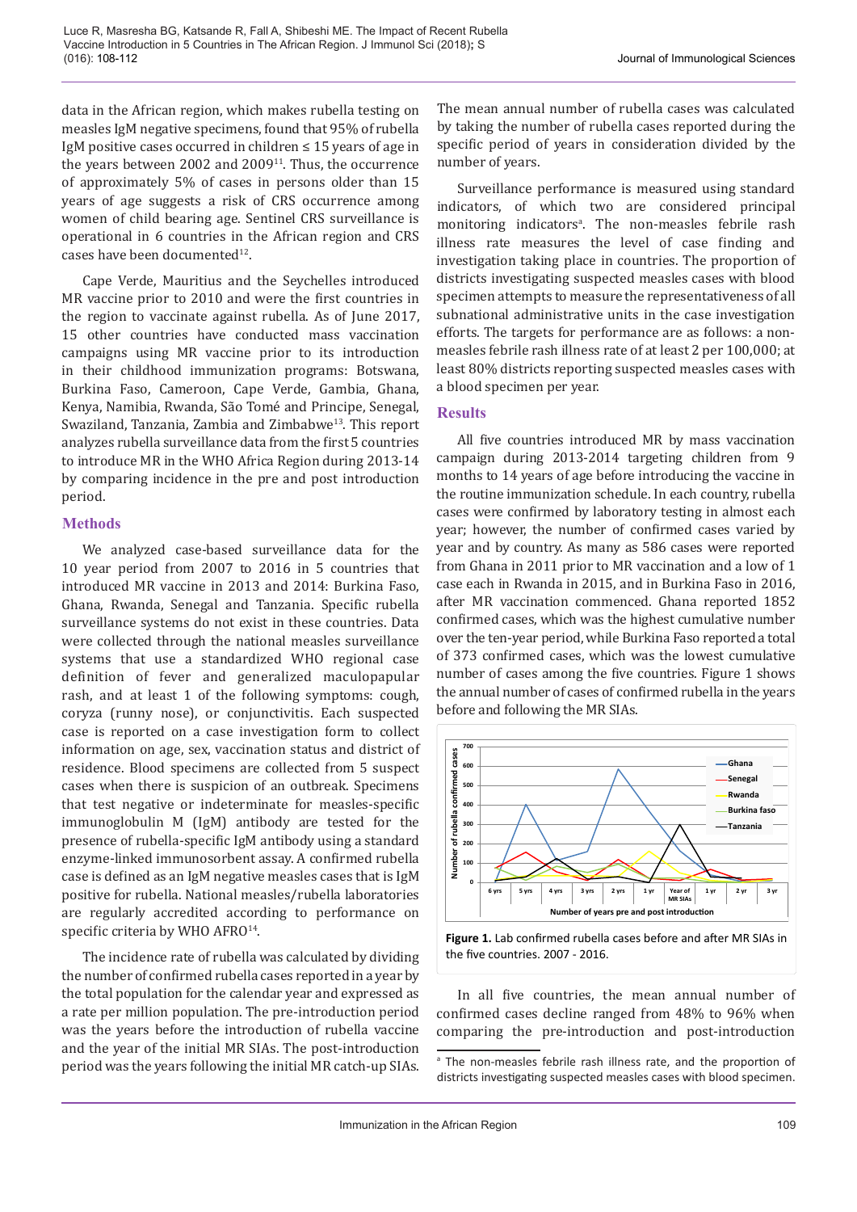data in the African region, which makes rubella testing on measles IgM negative specimens, found that 95% of rubella IgM positive cases occurred in children ≤ 15 years of age in the years between 2002 and 2009[11]. Thus, the occurrence of approximately 5% of cases in persons older than 15 years of age suggests a risk of CRS occurrence among women of child bearing age. Sentinel CRS surveillance is operational in 6 countries in the African region and CRS cases have been documented[12].

Cape Verde, Mauritius and the Seychelles introduced MR vaccine prior to 2010 and were the first countries in the region to vaccinate against rubella. As of June 2017, 15 other countries have conducted mass vaccination campaigns using MR vaccine prior to its introduction in their childhood immunization programs: Botswana, Burkina Faso, Cameroon, Cape Verde, Gambia, Ghana, Kenya, Namibia, Rwanda, São Tomé and Principe, Senegal, Swaziland, Tanzania, Zambia and Zimbabwe[13]. This report analyzes rubella surveillance data from the first 5 countries to introduce MR in the WHO Africa Region during 2013-14 by comparing incidence in the pre and post introduction period.

## Methods

We analyzed case-based surveillance data for the 10 year period from 2007 to 2016 in 5 countries that introduced MR vaccine in 2013 and 2014: Burkina Faso, Ghana, Rwanda, Senegal and Tanzania. Specific rubella surveillance systems do not exist in these countries. Data were collected through the national measles surveillance systems that use a standardized WHO regional case definition of fever and generalized maculopapular rash, and at least 1 of the following symptoms: cough, coryza (runny nose), or conjunctivitis. Each suspected case is reported on a case investigation form to collect information on age, sex, vaccination status and district of residence. Blood specimens are collected from 5 suspect cases when there is suspicion of an outbreak. Specimens that test negative or indeterminate for measles-specific immunoglobulin M (IgM) antibody are tested for the presence of rubella-specific IgM antibody using a standard enzyme-linked immunosorbent assay. A confirmed rubella case is defined as an IgM negative measles cases that is IgM positive for rubella. National measles/rubella laboratories are regularly accredited according to performance on specific criteria by WHO AFRO[14].

The incidence rate of rubella was calculated by dividing the number of confirmed rubella cases reported in a year by the total population for the calendar year and expressed as a rate per million population. The pre-introduction period was the years before the introduction of rubella vaccine and the year of the initial MR SIAs. The post-introduction period was the years following the initial MR catch-up SIAs.

The mean annual number of rubella cases was calculated by taking the number of rubella cases reported during the specific period of years in consideration divided by the number of years.

Surveillance performance is measured using standard indicators, of which two are considered principal monitoring indicators[a]. The non-measles febrile rash illness rate measures the level of case finding and investigation taking place in countries. The proportion of districts investigating suspected measles cases with blood specimen attempts to measure the representativeness of all subnational administrative units in the case investigation efforts. The targets for performance are as follows: a non-measles febrile rash illness rate of at least 2 per 100,000; at least 80% districts reporting suspected measles cases with a blood specimen per year.

## Results

All five countries introduced MR by mass vaccination campaign during 2013-2014 targeting children from 9 months to 14 years of age before introducing the vaccine in the routine immunization schedule. In each country, rubella cases were confirmed by laboratory testing in almost each year; however, the number of confirmed cases varied by year and by country. As many as 586 cases were reported from Ghana in 2011 prior to MR vaccination and a low of 1 case each in Rwanda in 2015, and in Burkina Faso in 2016, after MR vaccination commenced. Ghana reported 1852 confirmed cases, which was the highest cumulative number over the ten-year period, while Burkina Faso reported a total of 373 confirmed cases, which was the lowest cumulative number of cases among the five countries. Figure 1 shows the annual number of cases of confirmed rubella in the years before and following the MR SIAs.

**Figure 1.** Lab confirmed rubella cases before and after MR SIAs in the five countries. 2007 - 2016.

In all five countries, the mean annual number of confirmed cases decline ranged from 48% to 96% when comparing the pre-introduction and post-introduction

[a] The non-measles febrile rash illness rate, and the proportion of districts investigating suspected measles cases with blood specimen.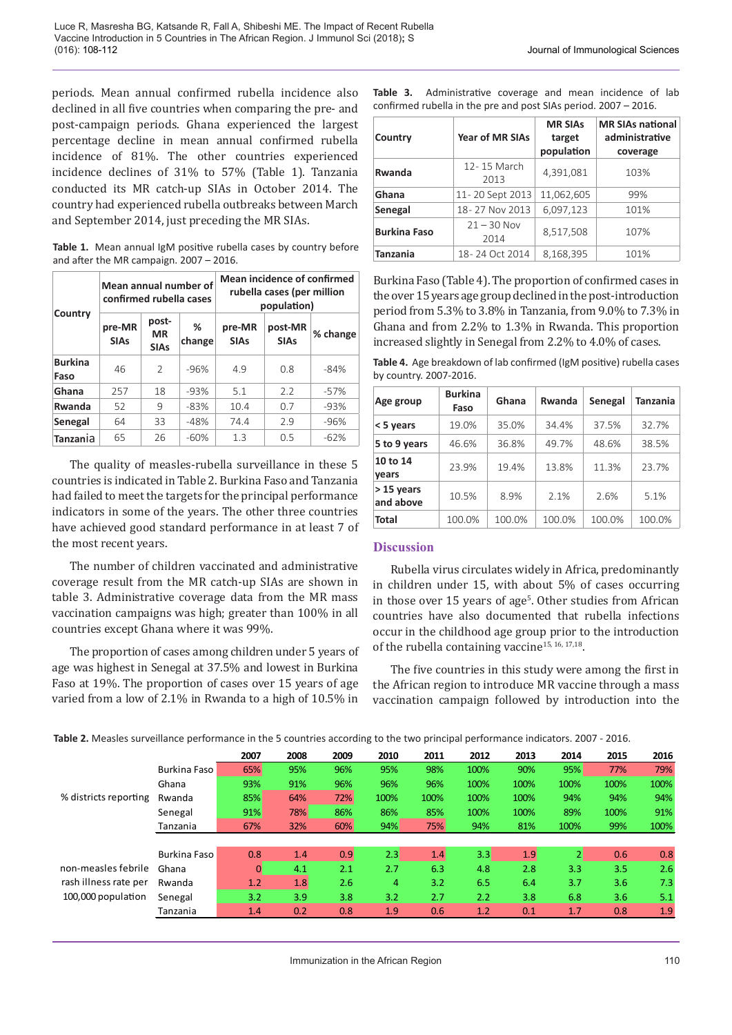periods. Mean annual confirmed rubella incidence also declined in all five countries when comparing the pre- and post-campaign periods. Ghana experienced the largest percentage decline in mean annual confirmed rubella incidence of 81%. The other countries experienced incidence declines of 31% to 57% (Table 1). Tanzania conducted its MR catch-up SIAs in October 2014. The country had experienced rubella outbreaks between March and September 2014, just preceding the MR SIAs.

**Table 1.** Mean annual IgM positive rubella cases by country before and after the MR campaign. 2007 – 2016.

| Country | Mean annual number of confirmed rubella cases | | | Mean incidence of confirmed rubella cases (per million population) | | |
|---|---|---|---|---|---|---|
| | pre-MR SIAs | post-MR SIAs | % change | pre-MR SIAs | post-MR SIAs | % change |
| Burkina Faso | 46 | 2 | -96% | 4.9 | 0.8 | -84% |
| Ghana | 257 | 18 | -93% | 5.1 | 2.2 | -57% |
| Rwanda | 52 | 9 | -83% | 10.4 | 0.7 | -93% |
| Senegal | 64 | 33 | -48% | 74.4 | 2.9 | -96% |
| Tanzania | 65 | 26 | -60% | 1.3 | 0.5 | -62% |

The quality of measles-rubella surveillance in these 5 countries is indicated in Table 2. Burkina Faso and Tanzania had failed to meet the targets for the principal performance indicators in some of the years. The other three countries have achieved good standard performance in at least 7 of the most recent years.

The number of children vaccinated and administrative coverage result from the MR catch-up SIAs are shown in table 3. Administrative coverage data from the MR mass vaccination campaigns was high; greater than 100% in all countries except Ghana where it was 99%.

The proportion of cases among children under 5 years of age was highest in Senegal at 37.5% and lowest in Burkina Faso at 19%. The proportion of cases over 15 years of age varied from a low of 2.1% in Rwanda to a high of 10.5% in Burkina Faso (Table 4). The proportion of confirmed cases in the over 15 years age group declined in the post-introduction period from 5.3% to 3.8% in Tanzania, from 9.0% to 7.3% in Ghana and from 2.2% to 1.3% in Rwanda. This proportion increased slightly in Senegal from 2.2% to 4.0% of cases.

**Table 3.** Administrative coverage and mean incidence of lab confirmed rubella in the pre and post SIAs period. 2007 – 2016.

| Country | Year of MR SIAs | MR SIAs target population | MR SIAs national administrative coverage |
|---|---|---|---|
| Rwanda | 12- 15 March 2013 | 4,391,081 | 103% |
| Ghana | 11- 20 Sept 2013 | 11,062,605 | 99% |
| Senegal | 18- 27 Nov 2013 | 6,097,123 | 101% |
| Burkina Faso | 21 – 30 Nov 2014 | 8,517,508 | 107% |
| Tanzania | 18- 24 Oct 2014 | 8,168,395 | 101% |

**Table 4.** Age breakdown of lab confirmed (IgM positive) rubella cases by country. 2007-2016.

| Age group | Burkina Faso | Ghana | Rwanda | Senegal | Tanzania |
|---|---|---|---|---|---|
| < 5 years | 19.0% | 35.0% | 34.4% | 37.5% | 32.7% |
| 5 to 9 years | 46.6% | 36.8% | 49.7% | 48.6% | 38.5% |
| 10 to 14 years | 23.9% | 19.4% | 13.8% | 11.3% | 23.7% |
| > 15 years and above | 10.5% | 8.9% | 2.1% | 2.6% | 5.1% |
| Total | 100.0% | 100.0% | 100.0% | 100.0% | 100.0% |

## Discussion

Rubella virus circulates widely in Africa, predominantly in children under 15, with about 5% of cases occurring in those over 15 years of age[5]. Other studies from African countries have also documented that rubella infections occur in the childhood age group prior to the introduction of the rubella containing vaccine[15, 16, 17,18].

The five countries in this study were among the first in the African region to introduce MR vaccine through a mass vaccination campaign followed by introduction into the

**Table 2.** Measles surveillance performance in the 5 countries according to the two principal performance indicators. 2007 - 2016.

| | | 2007 | 2008 | 2009 | 2010 | 2011 | 2012 | 2013 | 2014 | 2015 | 2016 |
|---|---|---|---|---|---|---|---|---|---|---|---|
| % districts reporting | Burkina Faso | 65% | 95% | 96% | 95% | 98% | 100% | 90% | 95% | 77% | 79% |
| | Ghana | 93% | 91% | 96% | 96% | 96% | 100% | 100% | 100% | 100% | 100% |
| | Rwanda | 85% | 64% | 72% | 100% | 100% | 100% | 100% | 94% | 94% | 94% |
| | Senegal | 91% | 78% | 86% | 86% | 85% | 100% | 100% | 89% | 100% | 91% |
| | Tanzania | 67% | 32% | 60% | 94% | 75% | 94% | 81% | 100% | 99% | 100% |
| non-measles febrile rash illness rate per 100,000 population | Burkina Faso | 0.8 | 1.4 | 0.9 | 2.3 | 1.4 | 3.3 | 1.9 | 2 | 0.6 | 0.8 |
| | Ghana | 0 | 4.1 | 2.1 | 2.7 | 6.3 | 4.8 | 2.8 | 3.3 | 3.5 | 2.6 |
| | Rwanda | 1.2 | 1.8 | 2.6 | 4 | 3.2 | 6.5 | 6.4 | 3.7 | 3.6 | 7.3 |
| | Senegal | 3.2 | 3.9 | 3.8 | 3.2 | 2.7 | 2.2 | 3.8 | 6.8 | 3.6 | 5.1 |
| | Tanzania | 1.4 | 0.2 | 0.8 | 1.9 | 0.6 | 1.2 | 0.1 | 1.7 | 0.8 | 1.9 |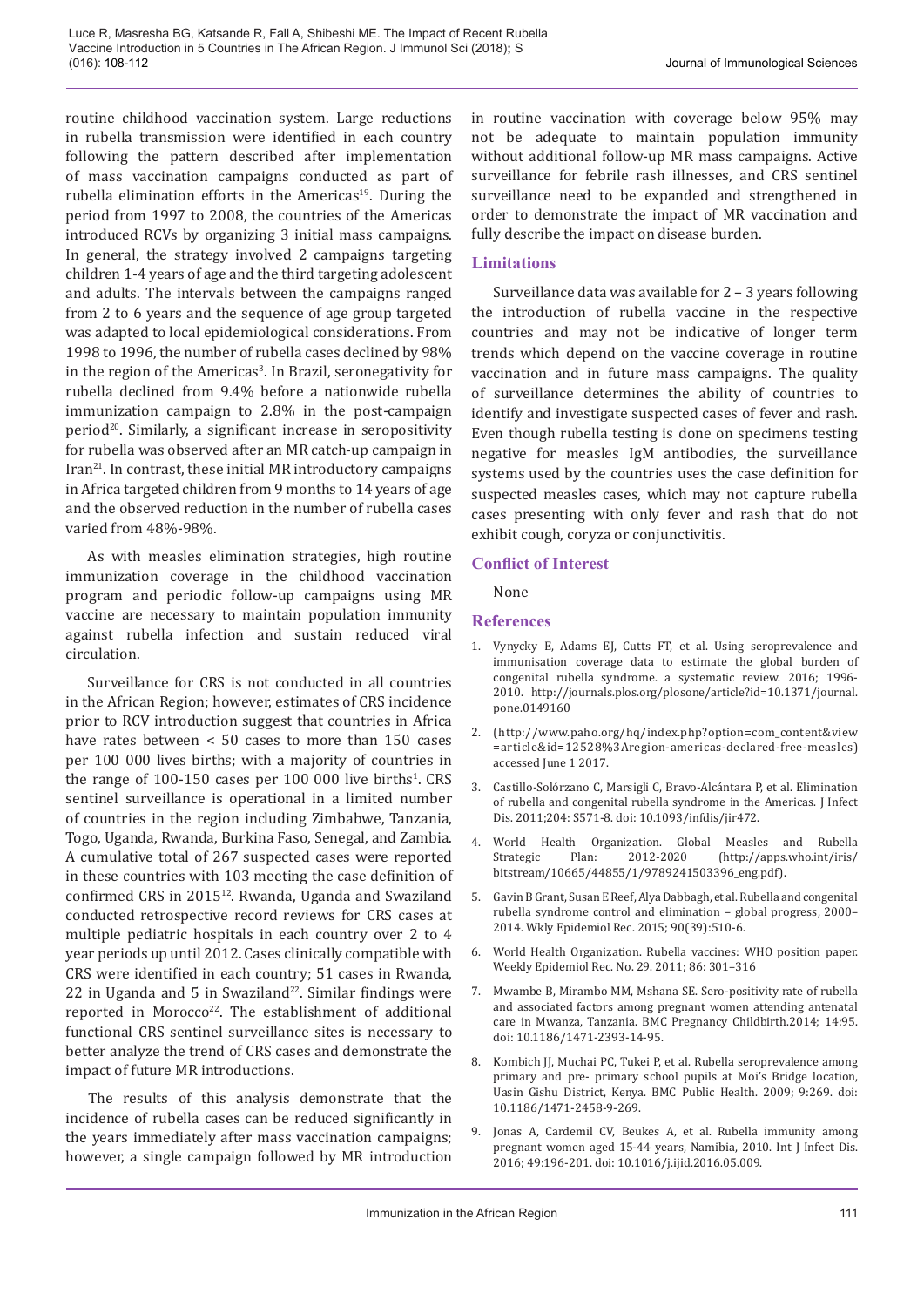routine childhood vaccination system. Large reductions in rubella transmission were identified in each country following the pattern described after implementation of mass vaccination campaigns conducted as part of rubella elimination efforts in the Americas[19]. During the period from 1997 to 2008, the countries of the Americas introduced RCVs by organizing 3 initial mass campaigns. In general, the strategy involved 2 campaigns targeting children 1-4 years of age and the third targeting adolescent and adults. The intervals between the campaigns ranged from 2 to 6 years and the sequence of age group targeted was adapted to local epidemiological considerations. From 1998 to 1996, the number of rubella cases declined by 98% in the region of the Americas[3]. In Brazil, seronegativity for rubella declined from 9.4% before a nationwide rubella immunization campaign to 2.8% in the post-campaign period[20]. Similarly, a significant increase in seropositivity for rubella was observed after an MR catch-up campaign in Iran[21]. In contrast, these initial MR introductory campaigns in Africa targeted children from 9 months to 14 years of age and the observed reduction in the number of rubella cases varied from 48%-98%.

As with measles elimination strategies, high routine immunization coverage in the childhood vaccination program and periodic follow-up campaigns using MR vaccine are necessary to maintain population immunity against rubella infection and sustain reduced viral circulation.

Surveillance for CRS is not conducted in all countries in the African Region; however, estimates of CRS incidence prior to RCV introduction suggest that countries in Africa have rates between < 50 cases to more than 150 cases per 100 000 lives births; with a majority of countries in the range of 100-150 cases per 100 000 live births[1]. CRS sentinel surveillance is operational in a limited number of countries in the region including Zimbabwe, Tanzania, Togo, Uganda, Rwanda, Burkina Faso, Senegal, and Zambia. A cumulative total of 267 suspected cases were reported in these countries with 103 meeting the case definition of confirmed CRS in 2015[12]. Rwanda, Uganda and Swaziland conducted retrospective record reviews for CRS cases at multiple pediatric hospitals in each country over 2 to 4 year periods up until 2012. Cases clinically compatible with CRS were identified in each country; 51 cases in Rwanda, 22 in Uganda and 5 in Swaziland[22]. Similar findings were reported in Morocco[22]. The establishment of additional functional CRS sentinel surveillance sites is necessary to better analyze the trend of CRS cases and demonstrate the impact of future MR introductions.

The results of this analysis demonstrate that the incidence of rubella cases can be reduced significantly in the years immediately after mass vaccination campaigns; however, a single campaign followed by MR introduction in routine vaccination with coverage below 95% may not be adequate to maintain population immunity without additional follow-up MR mass campaigns. Active surveillance for febrile rash illnesses, and CRS sentinel surveillance need to be expanded and strengthened in order to demonstrate the impact of MR vaccination and fully describe the impact on disease burden.

## Limitations

Surveillance data was available for 2 – 3 years following the introduction of rubella vaccine in the respective countries and may not be indicative of longer term trends which depend on the vaccine coverage in routine vaccination and in future mass campaigns. The quality of surveillance determines the ability of countries to identify and investigate suspected cases of fever and rash. Even though rubella testing is done on specimens testing negative for measles IgM antibodies, the surveillance systems used by the countries uses the case definition for suspected measles cases, which may not capture rubella cases presenting with only fever and rash that do not exhibit cough, coryza or conjunctivitis.

## Conflict of Interest

None

## References

1. Vynycky E, Adams EJ, Cutts FT, et al. Using seroprevalence and immunisation coverage data to estimate the global burden of congenital rubella syndrome. a systematic review. 2016; 1996-2010. http://journals.plos.org/plosone/article?id=10.1371/journal.pone.0149160
2. (http://www.paho.org/hq/index.php?option=com_content&view=article&id=12528%3Aregion-americas-declared-free-measles) accessed June 1 2017.
3. Castillo-Solórzano C, Marsigli C, Bravo-Alcántara P, et al. Elimination of rubella and congenital rubella syndrome in the Americas. J Infect Dis. 2011;204: S571-8. doi: 10.1093/infdis/jir472.
4. World Health Organization. Global Measles and Rubella Strategic Plan: 2012-2020 (http://apps.who.int/iris/bitstream/10665/44855/1/9789241503396_eng.pdf).
5. Gavin B Grant, Susan E Reef, Alya Dabbagh, et al. Rubella and congenital rubella syndrome control and elimination – global progress, 2000–2014. Wkly Epidemiol Rec. 2015; 90(39):510-6.
6. World Health Organization. Rubella vaccines: WHO position paper. Weekly Epidemiol Rec. No. 29. 2011; 86: 301–316
7. Mwambe B, Mirambo MM, Mshana SE. Sero-positivity rate of rubella and associated factors among pregnant women attending antenatal care in Mwanza, Tanzania. BMC Pregnancy Childbirth.2014; 14:95. doi: 10.1186/1471-2393-14-95.
8. Kombich JJ, Muchai PC, Tukei P, et al. Rubella seroprevalence among primary and pre- primary school pupils at Moi's Bridge location, Uasin Gishu District, Kenya. BMC Public Health. 2009; 9:269. doi: 10.1186/1471-2458-9-269.
9. Jonas A, Cardemil CV, Beukes A, et al. Rubella immunity among pregnant women aged 15-44 years, Namibia, 2010. Int J Infect Dis. 2016; 49:196-201. doi: 10.1016/j.ijid.2016.05.009.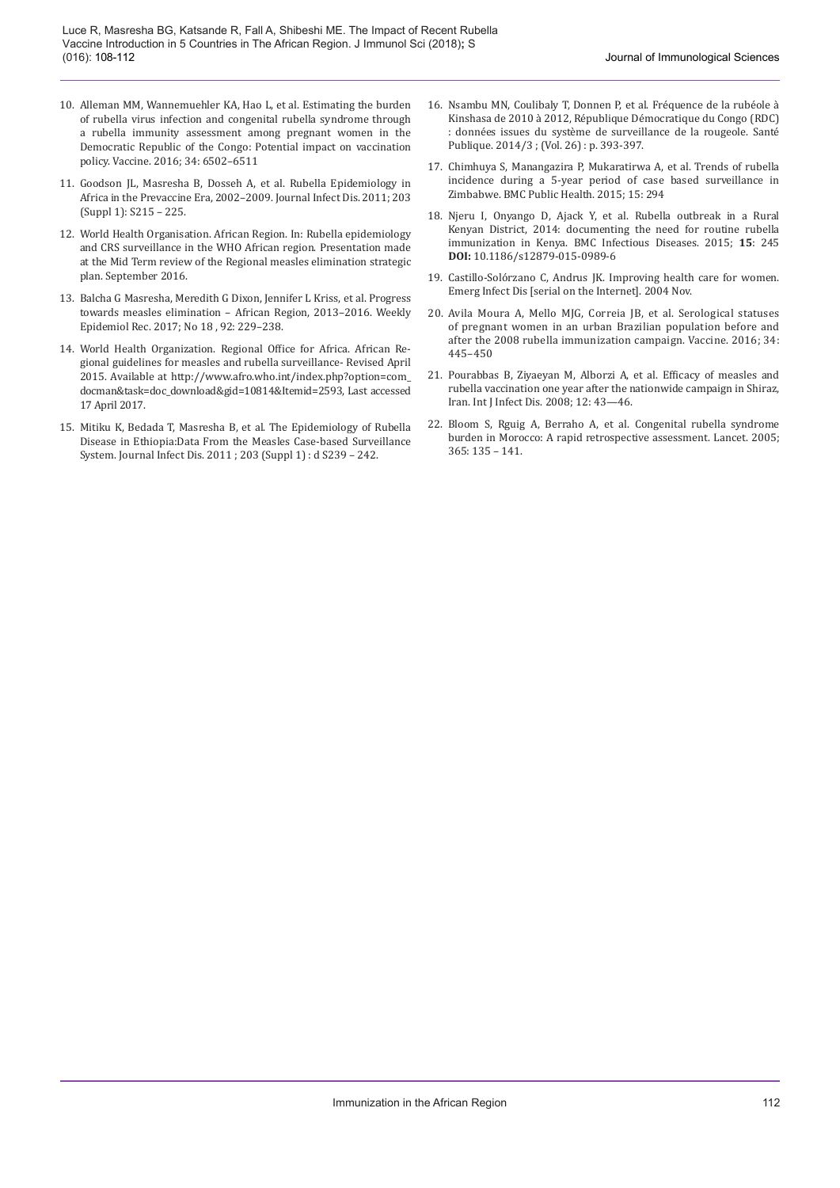10. Alleman MM, Wannemuehler KA, Hao L, et al. Estimating the burden of rubella virus infection and congenital rubella syndrome through a rubella immunity assessment among pregnant women in the Democratic Republic of the Congo: Potential impact on vaccination policy. Vaccine. 2016; 34: 6502–6511

11. Goodson JL, Masresha B, Dosseh A, et al. Rubella Epidemiology in Africa in the Prevaccine Era, 2002–2009. Journal Infect Dis. 2011; 203 (Suppl 1): S215 – 225.

12. World Health Organisation. African Region. In: Rubella epidemiology and CRS surveillance in the WHO African region. Presentation made at the Mid Term review of the Regional measles elimination strategic plan. September 2016.

13. Balcha G Masresha, Meredith G Dixon, Jennifer L Kriss, et al. Progress towards measles elimination – African Region, 2013–2016. Weekly Epidemiol Rec. 2017; No 18 , 92: 229–238.

14. World Health Organization. Regional Office for Africa. African Regional guidelines for measles and rubella surveillance- Revised April 2015. Available at http://www.afro.who.int/index.php?option=com_docman&task=doc_download&gid=10814&Itemid=2593, Last accessed 17 April 2017.

15. Mitiku K, Bedada T, Masresha B, et al. The Epidemiology of Rubella Disease in Ethiopia:Data From the Measles Case-based Surveillance System. Journal Infect Dis. 2011 ; 203 (Suppl 1) : d S239 – 242.

16. Nsambu MN, Coulibaly T, Donnen P, et al. Fréquence de la rubéole à Kinshasa de 2010 à 2012, République Démocratique du Congo (RDC) : données issues du système de surveillance de la rougeole. Santé Publique. 2014/3 ; (Vol. 26) : p. 393-397.

17. Chimhuya S, Manangazira P, Mukaratirwa A, et al. Trends of rubella incidence during a 5-year period of case based surveillance in Zimbabwe. BMC Public Health. 2015; 15: 294

18. Njeru I, Onyango D, Ajack Y, et al. Rubella outbreak in a Rural Kenyan District, 2014: documenting the need for routine rubella immunization in Kenya. BMC Infectious Diseases. 2015; **15**: 245 **DOI:** 10.1186/s12879-015-0989-6

19. Castillo-Solórzano C, Andrus JK. Improving health care for women. Emerg Infect Dis [serial on the Internet]. 2004 Nov.

20. Avila Moura A, Mello MJG, Correia JB, et al. Serological statuses of pregnant women in an urban Brazilian population before and after the 2008 rubella immunization campaign. Vaccine. 2016; 34: 445–450

21. Pourabbas B, Ziyaeyan M, Alborzi A, et al. Efficacy of measles and rubella vaccination one year after the nationwide campaign in Shiraz, Iran. Int J Infect Dis. 2008; 12: 43—46.

22. Bloom S, Rguig A, Berraho A, et al. Congenital rubella syndrome burden in Morocco: A rapid retrospective assessment. Lancet. 2005; 365: 135 – 141.